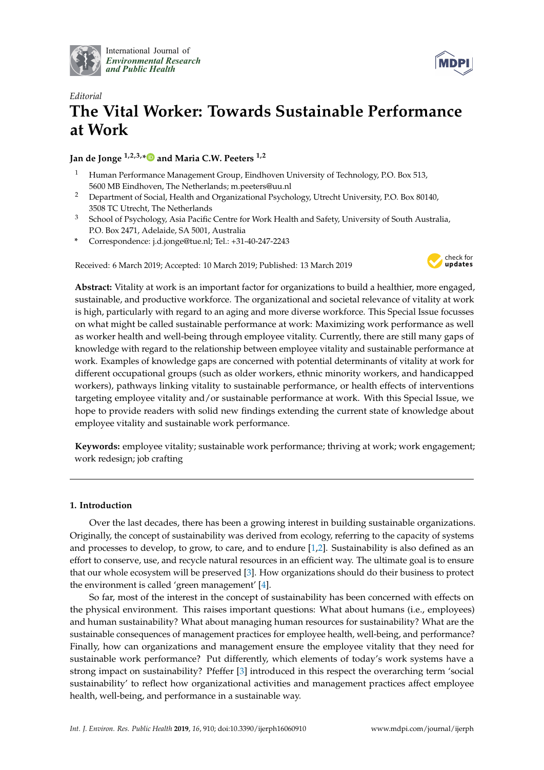International Journal of *Environmental Research and Public Health*

*Editorial*

# The Vital Worker: Towards Sustainable Performance at Work

**Jan de Jonge [1,2,3,*] and Maria C.W. Peeters [1,2]**

1. Human Performance Management Group, Eindhoven University of Technology, P.O. Box 513, 5600 MB Eindhoven, The Netherlands; m.peeters@uu.nl
2. Department of Social, Health and Organizational Psychology, Utrecht University, P.O. Box 80140, 3508 TC Utrecht, The Netherlands
3. School of Psychology, Asia Pacific Centre for Work Health and Safety, University of South Australia, P.O. Box 2471, Adelaide, SA 5001, Australia

\* Correspondence: j.d.jonge@tue.nl; Tel.: +31-40-247-2243

Received: 6 March 2019; Accepted: 10 March 2019; Published: 13 March 2019

**Abstract:** Vitality at work is an important factor for organizations to build a healthier, more engaged, sustainable, and productive workforce. The organizational and societal relevance of vitality at work is high, particularly with regard to an aging and more diverse workforce. This Special Issue focusses on what might be called sustainable performance at work: Maximizing work performance as well as worker health and well-being through employee vitality. Currently, there are still many gaps of knowledge with regard to the relationship between employee vitality and sustainable performance at work. Examples of knowledge gaps are concerned with potential determinants of vitality at work for different occupational groups (such as older workers, ethnic minority workers, and handicapped workers), pathways linking vitality to sustainable performance, or health effects of interventions targeting employee vitality and/or sustainable performance at work. With this Special Issue, we hope to provide readers with solid new findings extending the current state of knowledge about employee vitality and sustainable work performance.

**Keywords:** employee vitality; sustainable work performance; thriving at work; work engagement; work redesign; job crafting

## 1. Introduction

Over the last decades, there has been a growing interest in building sustainable organizations. Originally, the concept of sustainability was derived from ecology, referring to the capacity of systems and processes to develop, to grow, to care, and to endure [1,2]. Sustainability is also defined as an effort to conserve, use, and recycle natural resources in an efficient way. The ultimate goal is to ensure that our whole ecosystem will be preserved [3]. How organizations should do their business to protect the environment is called 'green management' [4].

So far, most of the interest in the concept of sustainability has been concerned with effects on the physical environment. This raises important questions: What about humans (i.e., employees) and human sustainability? What about managing human resources for sustainability? What are the sustainable consequences of management practices for employee health, well-being, and performance? Finally, how can organizations and management ensure the employee vitality that they need for sustainable work performance? Put differently, which elements of today's work systems have a strong impact on sustainability? Pfeffer [3] introduced in this respect the overarching term 'social sustainability' to reflect how organizational activities and management practices affect employee health, well-being, and performance in a sustainable way.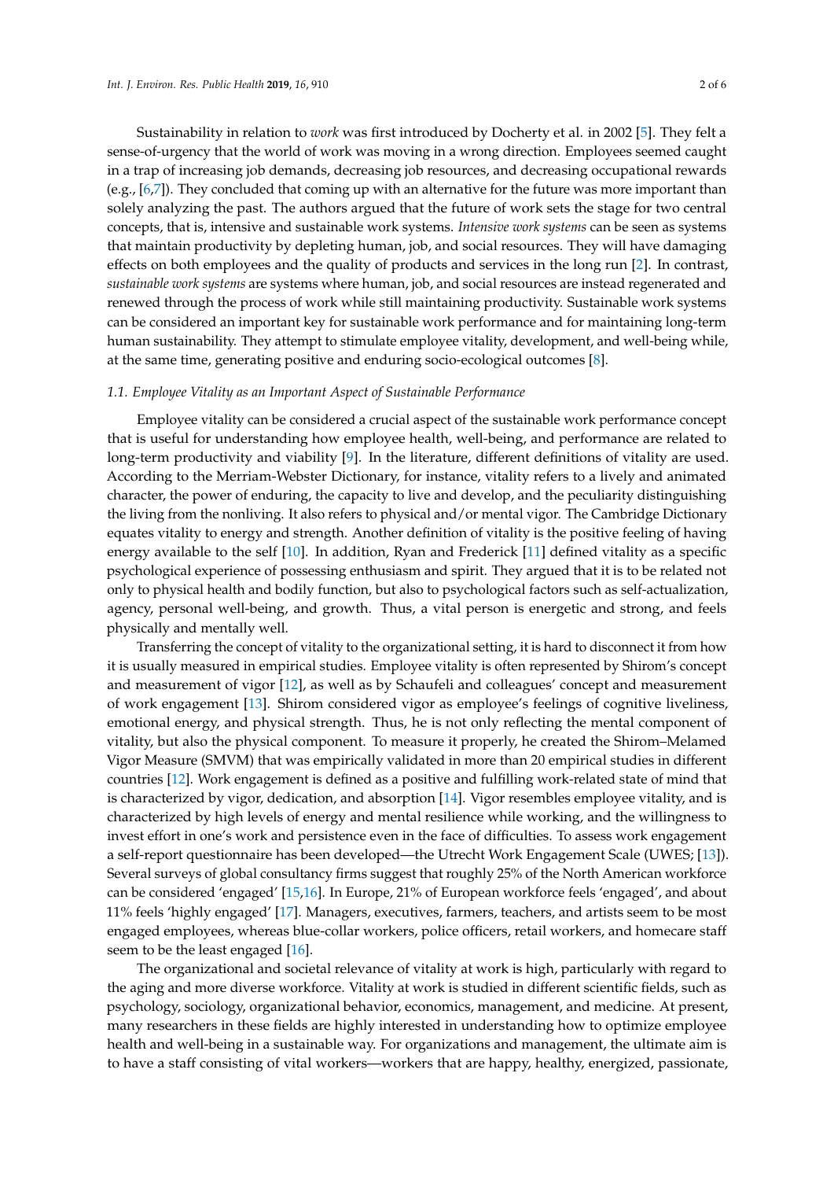Sustainability in relation to *work* was first introduced by Docherty et al. in 2002 [5]. They felt a sense-of-urgency that the world of work was moving in a wrong direction. Employees seemed caught in a trap of increasing job demands, decreasing job resources, and decreasing occupational rewards (e.g., [6,7]). They concluded that coming up with an alternative for the future was more important than solely analyzing the past. The authors argued that the future of work sets the stage for two central concepts, that is, intensive and sustainable work systems. *Intensive work systems* can be seen as systems that maintain productivity by depleting human, job, and social resources. They will have damaging effects on both employees and the quality of products and services in the long run [2]. In contrast, *sustainable work systems* are systems where human, job, and social resources are instead regenerated and renewed through the process of work while still maintaining productivity. Sustainable work systems can be considered an important key for sustainable work performance and for maintaining long-term human sustainability. They attempt to stimulate employee vitality, development, and well-being while, at the same time, generating positive and enduring socio-ecological outcomes [8].

### 1.1. Employee Vitality as an Important Aspect of Sustainable Performance

Employee vitality can be considered a crucial aspect of the sustainable work performance concept that is useful for understanding how employee health, well-being, and performance are related to long-term productivity and viability [9]. In the literature, different definitions of vitality are used. According to the Merriam-Webster Dictionary, for instance, vitality refers to a lively and animated character, the power of enduring, the capacity to live and develop, and the peculiarity distinguishing the living from the nonliving. It also refers to physical and/or mental vigor. The Cambridge Dictionary equates vitality to energy and strength. Another definition of vitality is the positive feeling of having energy available to the self [10]. In addition, Ryan and Frederick [11] defined vitality as a specific psychological experience of possessing enthusiasm and spirit. They argued that it is to be related not only to physical health and bodily function, but also to psychological factors such as self-actualization, agency, personal well-being, and growth. Thus, a vital person is energetic and strong, and feels physically and mentally well.

Transferring the concept of vitality to the organizational setting, it is hard to disconnect it from how it is usually measured in empirical studies. Employee vitality is often represented by Shirom's concept and measurement of vigor [12], as well as by Schaufeli and colleagues' concept and measurement of work engagement [13]. Shirom considered vigor as employee's feelings of cognitive liveliness, emotional energy, and physical strength. Thus, he is not only reflecting the mental component of vitality, but also the physical component. To measure it properly, he created the Shirom–Melamed Vigor Measure (SMVM) that was empirically validated in more than 20 empirical studies in different countries [12]. Work engagement is defined as a positive and fulfilling work-related state of mind that is characterized by vigor, dedication, and absorption [14]. Vigor resembles employee vitality, and is characterized by high levels of energy and mental resilience while working, and the willingness to invest effort in one's work and persistence even in the face of difficulties. To assess work engagement a self-report questionnaire has been developed—the Utrecht Work Engagement Scale (UWES; [13]). Several surveys of global consultancy firms suggest that roughly 25% of the North American workforce can be considered 'engaged' [15,16]. In Europe, 21% of European workforce feels 'engaged', and about 11% feels 'highly engaged' [17]. Managers, executives, farmers, teachers, and artists seem to be most engaged employees, whereas blue-collar workers, police officers, retail workers, and homecare staff seem to be the least engaged [16].

The organizational and societal relevance of vitality at work is high, particularly with regard to the aging and more diverse workforce. Vitality at work is studied in different scientific fields, such as psychology, sociology, organizational behavior, economics, management, and medicine. At present, many researchers in these fields are highly interested in understanding how to optimize employee health and well-being in a sustainable way. For organizations and management, the ultimate aim is to have a staff consisting of vital workers—workers that are happy, healthy, energized, passionate,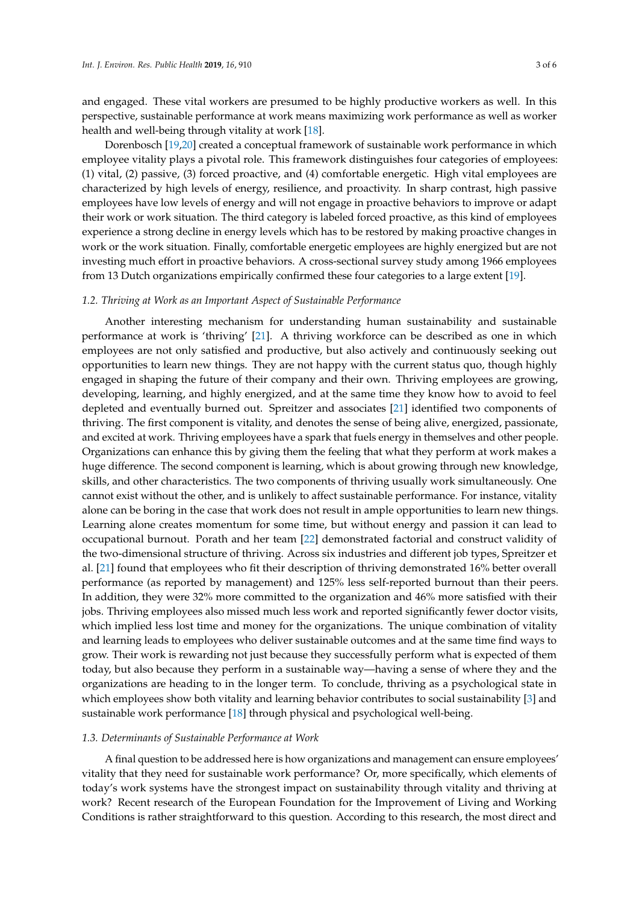and engaged. These vital workers are presumed to be highly productive workers as well. In this perspective, sustainable performance at work means maximizing work performance as well as worker health and well-being through vitality at work [18].

Dorenbosch [19,20] created a conceptual framework of sustainable work performance in which employee vitality plays a pivotal role. This framework distinguishes four categories of employees: (1) vital, (2) passive, (3) forced proactive, and (4) comfortable energetic. High vital employees are characterized by high levels of energy, resilience, and proactivity. In sharp contrast, high passive employees have low levels of energy and will not engage in proactive behaviors to improve or adapt their work or work situation. The third category is labeled forced proactive, as this kind of employees experience a strong decline in energy levels which has to be restored by making proactive changes in work or the work situation. Finally, comfortable energetic employees are highly energized but are not investing much effort in proactive behaviors. A cross-sectional survey study among 1966 employees from 13 Dutch organizations empirically confirmed these four categories to a large extent [19].

### *1.2. Thriving at Work as an Important Aspect of Sustainable Performance*

Another interesting mechanism for understanding human sustainability and sustainable performance at work is 'thriving' [21]. A thriving workforce can be described as one in which employees are not only satisfied and productive, but also actively and continuously seeking out opportunities to learn new things. They are not happy with the current status quo, though highly engaged in shaping the future of their company and their own. Thriving employees are growing, developing, learning, and highly energized, and at the same time they know how to avoid to feel depleted and eventually burned out. Spreitzer and associates [21] identified two components of thriving. The first component is vitality, and denotes the sense of being alive, energized, passionate, and excited at work. Thriving employees have a spark that fuels energy in themselves and other people. Organizations can enhance this by giving them the feeling that what they perform at work makes a huge difference. The second component is learning, which is about growing through new knowledge, skills, and other characteristics. The two components of thriving usually work simultaneously. One cannot exist without the other, and is unlikely to affect sustainable performance. For instance, vitality alone can be boring in the case that work does not result in ample opportunities to learn new things. Learning alone creates momentum for some time, but without energy and passion it can lead to occupational burnout. Porath and her team [22] demonstrated factorial and construct validity of the two-dimensional structure of thriving. Across six industries and different job types, Spreitzer et al. [21] found that employees who fit their description of thriving demonstrated 16% better overall performance (as reported by management) and 125% less self-reported burnout than their peers. In addition, they were 32% more committed to the organization and 46% more satisfied with their jobs. Thriving employees also missed much less work and reported significantly fewer doctor visits, which implied less lost time and money for the organizations. The unique combination of vitality and learning leads to employees who deliver sustainable outcomes and at the same time find ways to grow. Their work is rewarding not just because they successfully perform what is expected of them today, but also because they perform in a sustainable way—having a sense of where they and the organizations are heading to in the longer term. To conclude, thriving as a psychological state in which employees show both vitality and learning behavior contributes to social sustainability [3] and sustainable work performance [18] through physical and psychological well-being.

### *1.3. Determinants of Sustainable Performance at Work*

A final question to be addressed here is how organizations and management can ensure employees' vitality that they need for sustainable work performance? Or, more specifically, which elements of today's work systems have the strongest impact on sustainability through vitality and thriving at work? Recent research of the European Foundation for the Improvement of Living and Working Conditions is rather straightforward to this question. According to this research, the most direct and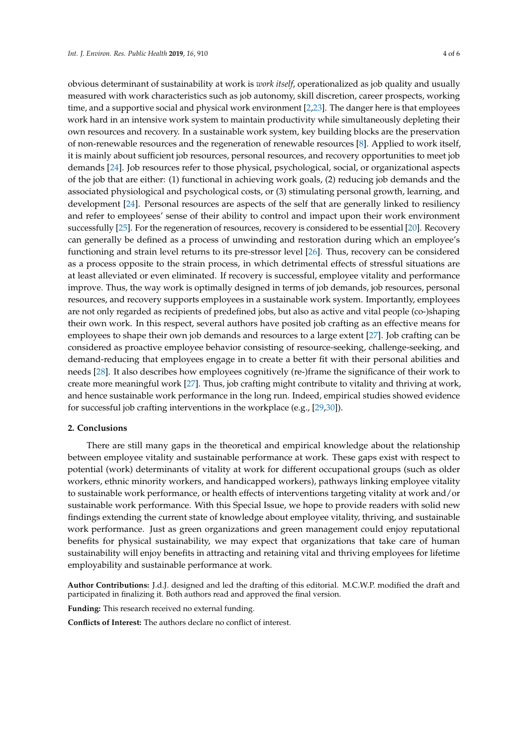obvious determinant of sustainability at work is *work itself*, operationalized as job quality and usually measured with work characteristics such as job autonomy, skill discretion, career prospects, working time, and a supportive social and physical work environment [2,23]. The danger here is that employees work hard in an intensive work system to maintain productivity while simultaneously depleting their own resources and recovery. In a sustainable work system, key building blocks are the preservation of non-renewable resources and the regeneration of renewable resources [8]. Applied to work itself, it is mainly about sufficient job resources, personal resources, and recovery opportunities to meet job demands [24]. Job resources refer to those physical, psychological, social, or organizational aspects of the job that are either: (1) functional in achieving work goals, (2) reducing job demands and the associated physiological and psychological costs, or (3) stimulating personal growth, learning, and development [24]. Personal resources are aspects of the self that are generally linked to resiliency and refer to employees' sense of their ability to control and impact upon their work environment successfully [25]. For the regeneration of resources, recovery is considered to be essential [20]. Recovery can generally be defined as a process of unwinding and restoration during which an employee's functioning and strain level returns to its pre-stressor level [26]. Thus, recovery can be considered as a process opposite to the strain process, in which detrimental effects of stressful situations are at least alleviated or even eliminated. If recovery is successful, employee vitality and performance improve. Thus, the way work is optimally designed in terms of job demands, job resources, personal resources, and recovery supports employees in a sustainable work system. Importantly, employees are not only regarded as recipients of predefined jobs, but also as active and vital people (co-)shaping their own work. In this respect, several authors have posited job crafting as an effective means for employees to shape their own job demands and resources to a large extent [27]. Job crafting can be considered as proactive employee behavior consisting of resource-seeking, challenge-seeking, and demand-reducing that employees engage in to create a better fit with their personal abilities and needs [28]. It also describes how employees cognitively (re-)frame the significance of their work to create more meaningful work [27]. Thus, job crafting might contribute to vitality and thriving at work, and hence sustainable work performance in the long run. Indeed, empirical studies showed evidence for successful job crafting interventions in the workplace (e.g., [29,30]).

## 2. Conclusions

There are still many gaps in the theoretical and empirical knowledge about the relationship between employee vitality and sustainable performance at work. These gaps exist with respect to potential (work) determinants of vitality at work for different occupational groups (such as older workers, ethnic minority workers, and handicapped workers), pathways linking employee vitality to sustainable work performance, or health effects of interventions targeting vitality at work and/or sustainable work performance. With this Special Issue, we hope to provide readers with solid new findings extending the current state of knowledge about employee vitality, thriving, and sustainable work performance. Just as green organizations and green management could enjoy reputational benefits for physical sustainability, we may expect that organizations that take care of human sustainability will enjoy benefits in attracting and retaining vital and thriving employees for lifetime employability and sustainable performance at work.

**Author Contributions:** J.d.J. designed and led the drafting of this editorial. M.C.W.P. modified the draft and participated in finalizing it. Both authors read and approved the final version.

**Funding:** This research received no external funding.

**Conflicts of Interest:** The authors declare no conflict of interest.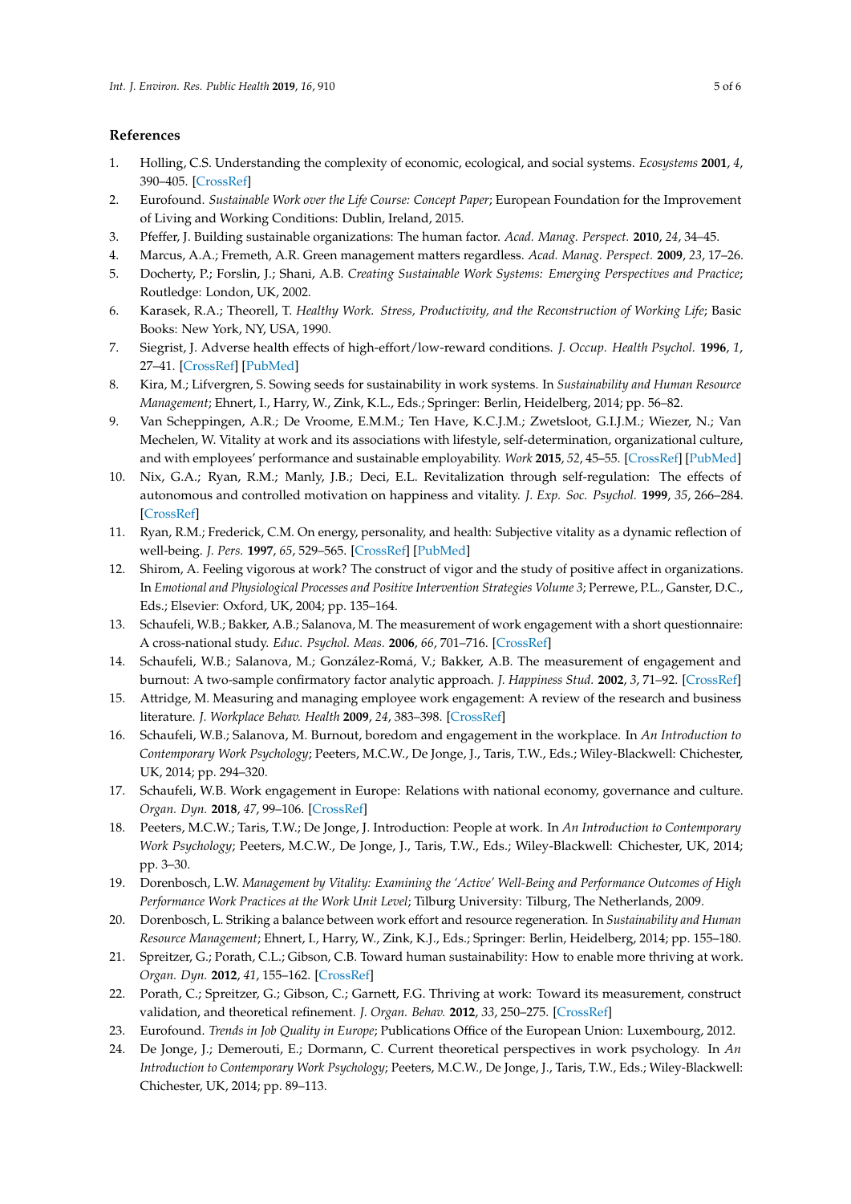## References

1. Holling, C.S. Understanding the complexity of economic, ecological, and social systems. *Ecosystems* **2001**, *4*, 390–405. [CrossRef]
2. Eurofound. *Sustainable Work over the Life Course: Concept Paper*; European Foundation for the Improvement of Living and Working Conditions: Dublin, Ireland, 2015.
3. Pfeffer, J. Building sustainable organizations: The human factor. *Acad. Manag. Perspect.* **2010**, *24*, 34–45.
4. Marcus, A.A.; Fremeth, A.R. Green management matters regardless. *Acad. Manag. Perspect.* **2009**, *23*, 17–26.
5. Docherty, P.; Forslin, J.; Shani, A.B. *Creating Sustainable Work Systems: Emerging Perspectives and Practice*; Routledge: London, UK, 2002.
6. Karasek, R.A.; Theorell, T. *Healthy Work. Stress, Productivity, and the Reconstruction of Working Life*; Basic Books: New York, NY, USA, 1990.
7. Siegrist, J. Adverse health effects of high-effort/low-reward conditions. *J. Occup. Health Psychol.* **1996**, *1*, 27–41. [CrossRef] [PubMed]
8. Kira, M.; Lifvergren, S. Sowing seeds for sustainability in work systems. In *Sustainability and Human Resource Management*; Ehnert, I., Harry, W., Zink, K.L., Eds.; Springer: Berlin, Heidelberg, 2014; pp. 56–82.
9. Van Scheppingen, A.R.; De Vroome, E.M.M.; Ten Have, K.C.J.M.; Zwetsloot, G.I.J.M.; Wiezer, N.; Van Mechelen, W. Vitality at work and its associations with lifestyle, self-determination, organizational culture, and with employees' performance and sustainable employability. *Work* **2015**, *52*, 45–55. [CrossRef] [PubMed]
10. Nix, G.A.; Ryan, R.M.; Manly, J.B.; Deci, E.L. Revitalization through self-regulation: The effects of autonomous and controlled motivation on happiness and vitality. *J. Exp. Soc. Psychol.* **1999**, *35*, 266–284. [CrossRef]
11. Ryan, R.M.; Frederick, C.M. On energy, personality, and health: Subjective vitality as a dynamic reflection of well-being. *J. Pers.* **1997**, *65*, 529–565. [CrossRef] [PubMed]
12. Shirom, A. Feeling vigorous at work? The construct of vigor and the study of positive affect in organizations. In *Emotional and Physiological Processes and Positive Intervention Strategies Volume 3*; Perrewe, P.L., Ganster, D.C., Eds.; Elsevier: Oxford, UK, 2004; pp. 135–164.
13. Schaufeli, W.B.; Bakker, A.B.; Salanova, M. The measurement of work engagement with a short questionnaire: A cross-national study. *Educ. Psychol. Meas.* **2006**, *66*, 701–716. [CrossRef]
14. Schaufeli, W.B.; Salanova, M.; González-Romá, V.; Bakker, A.B. The measurement of engagement and burnout: A two-sample confirmatory factor analytic approach. *J. Happiness Stud.* **2002**, *3*, 71–92. [CrossRef]
15. Attridge, M. Measuring and managing employee work engagement: A review of the research and business literature. *J. Workplace Behav. Health* **2009**, *24*, 383–398. [CrossRef]
16. Schaufeli, W.B.; Salanova, M. Burnout, boredom and engagement in the workplace. In *An Introduction to Contemporary Work Psychology*; Peeters, M.C.W., De Jonge, J., Taris, T.W., Eds.; Wiley-Blackwell: Chichester, UK, 2014; pp. 294–320.
17. Schaufeli, W.B. Work engagement in Europe: Relations with national economy, governance and culture. *Organ. Dyn.* **2018**, *47*, 99–106. [CrossRef]
18. Peeters, M.C.W.; Taris, T.W.; De Jonge, J. Introduction: People at work. In *An Introduction to Contemporary Work Psychology*; Peeters, M.C.W., De Jonge, J., Taris, T.W., Eds.; Wiley-Blackwell: Chichester, UK, 2014; pp. 3–30.
19. Dorenbosch, L.W. *Management by Vitality: Examining the 'Active' Well-Being and Performance Outcomes of High Performance Work Practices at the Work Unit Level*; Tilburg University: Tilburg, The Netherlands, 2009.
20. Dorenbosch, L. Striking a balance between work effort and resource regeneration. In *Sustainability and Human Resource Management*; Ehnert, I., Harry, W., Zink, K.J., Eds.; Springer: Berlin, Heidelberg, 2014; pp. 155–180.
21. Spreitzer, G.; Porath, C.L.; Gibson, C.B. Toward human sustainability: How to enable more thriving at work. *Organ. Dyn.* **2012**, *41*, 155–162. [CrossRef]
22. Porath, C.; Spreitzer, G.; Gibson, C.; Garnett, F.G. Thriving at work: Toward its measurement, construct validation, and theoretical refinement. *J. Organ. Behav.* **2012**, *33*, 250–275. [CrossRef]
23. Eurofound. *Trends in Job Quality in Europe*; Publications Office of the European Union: Luxembourg, 2012.
24. De Jonge, J.; Demerouti, E.; Dormann, C. Current theoretical perspectives in work psychology. In *An Introduction to Contemporary Work Psychology*; Peeters, M.C.W., De Jonge, J., Taris, T.W., Eds.; Wiley-Blackwell: Chichester, UK, 2014; pp. 89–113.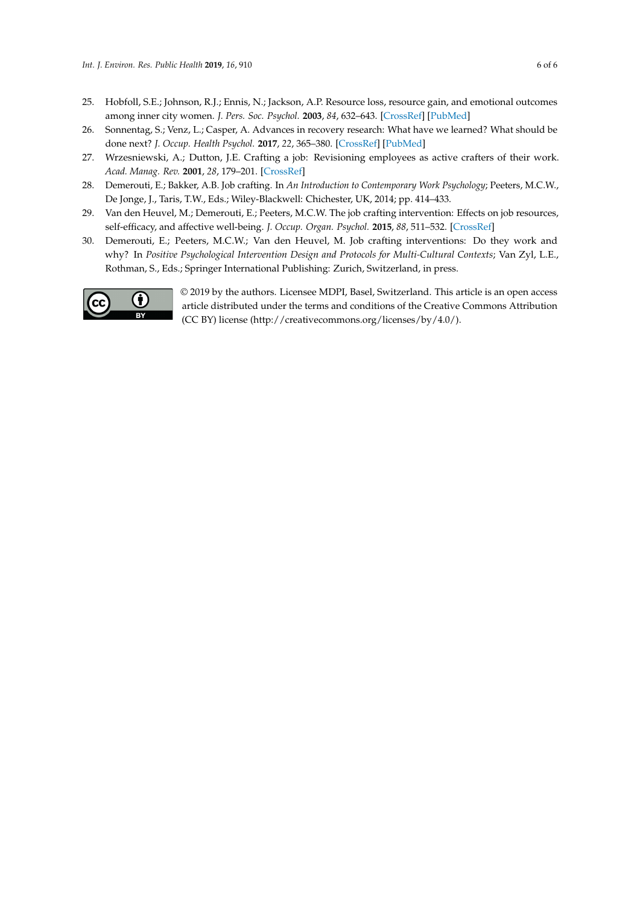25. Hobfoll, S.E.; Johnson, R.J.; Ennis, N.; Jackson, A.P. Resource loss, resource gain, and emotional outcomes among inner city women. *J. Pers. Soc. Psychol.* **2003**, *84*, 632–643. [CrossRef] [PubMed]
26. Sonnentag, S.; Venz, L.; Casper, A. Advances in recovery research: What have we learned? What should be done next? *J. Occup. Health Psychol.* **2017**, *22*, 365–380. [CrossRef] [PubMed]
27. Wrzesniewski, A.; Dutton, J.E. Crafting a job: Revisioning employees as active crafters of their work. *Acad. Manag. Rev.* **2001**, *28*, 179–201. [CrossRef]
28. Demerouti, E.; Bakker, A.B. Job crafting. In *An Introduction to Contemporary Work Psychology*; Peeters, M.C.W., De Jonge, J., Taris, T.W., Eds.; Wiley-Blackwell: Chichester, UK, 2014; pp. 414–433.
29. Van den Heuvel, M.; Demerouti, E.; Peeters, M.C.W. The job crafting intervention: Effects on job resources, self-efficacy, and affective well-being. *J. Occup. Organ. Psychol.* **2015**, *88*, 511–532. [CrossRef]
30. Demerouti, E.; Peeters, M.C.W.; Van den Heuvel, M. Job crafting interventions: Do they work and why? In *Positive Psychological Intervention Design and Protocols for Multi-Cultural Contexts*; Van Zyl, L.E., Rothman, S., Eds.; Springer International Publishing: Zurich, Switzerland, in press.

© 2019 by the authors. Licensee MDPI, Basel, Switzerland. This article is an open access article distributed under the terms and conditions of the Creative Commons Attribution (CC BY) license (http://creativecommons.org/licenses/by/4.0/).